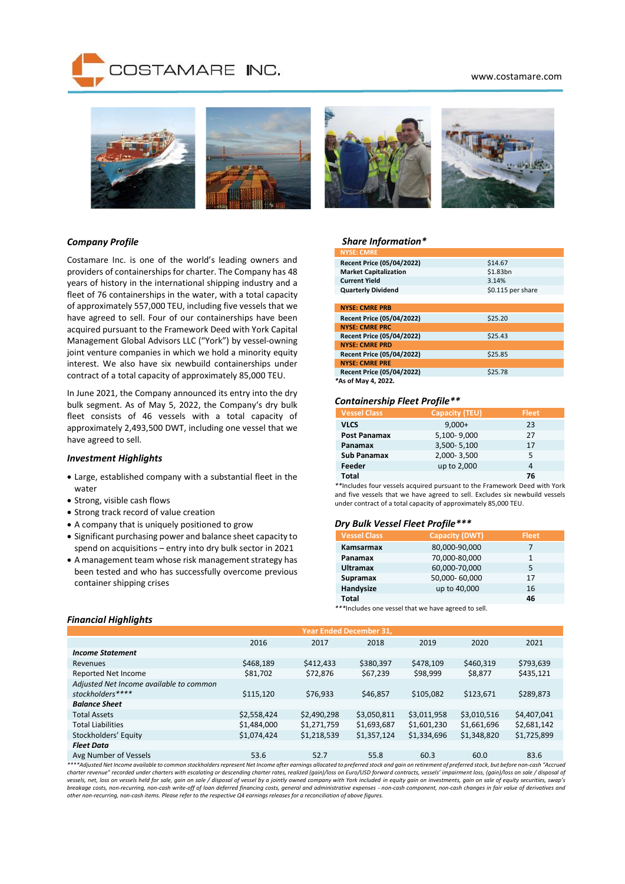# COSTAMARE INC.

www.costamare.com

## Company Profile

Costamare Inc. is one of the world's leading owners and providers of containerships for charter. The Company has 48 years of history in the international shipping industry and a fleet of 76 containerships in the water, with a total capacity of approximately 557,000 TEU, including five vessels that we have agreed to sell. Four of our containerships have been acquired pursuant to the Framework Deed with York Capital Management Global Advisors LLC ("York") by vessel-owning joint venture companies in which we hold a minority equity interest. We also have six newbuild containerships under contract of a total capacity of approximately 85,000 TEU.

In June 2021, the Company announced its entry into the dry bulk segment. As of May 5, 2022, the Company's dry bulk fleet consists of 46 vessels with a total capacity of approximately 2,493,500 DWT, including one vessel that we have agreed to sell.

## Investment Highlights

- Large, established company with a substantial fleet in the water
- Strong, visible cash flows
- Strong track record of value creation
- A company that is uniquely positioned to grow
- Significant purchasing power and balance sheet capacity to spend on acquisitions – entry into dry bulk sector in 2021
- A management team whose risk management strategy has been tested and who has successfully overcome previous container shipping crises

## Share Information*

| NYSE: CMRE | |
|---|---|
| Recent Price (05/04/2022) | $14.67 |
| Market Capitalization | $1.83bn |
| Current Yield | 3.14% |
| Quarterly Dividend | $0.115 per share |

| NYSE: CMRE PRB | |
|---|---|
| Recent Price (05/04/2022) | $25.20 |
| **NYSE: CMRE PRC** | |
| Recent Price (05/04/2022) | $25.43 |
| **NYSE: CMRE PRD** | |
| Recent Price (05/04/2022) | $25.85 |
| **NYSE: CMRE PRE** | |
| Recent Price (05/04/2022) | $25.78 |

*As of May 4, 2022.

## Containership Fleet Profile**

| Vessel Class | Capacity (TEU) | Fleet |
|---|---|---|
| VLCS | 9,000+ | 23 |
| Post Panamax | 5,100- 9,000 | 27 |
| Panamax | 3,500- 5,100 | 17 |
| Sub Panamax | 2,000- 3,500 | 5 |
| Feeder | up to 2,000 | 4 |
| **Total** | | **76** |

**Includes four vessels acquired pursuant to the Framework Deed with York and five vessels that we have agreed to sell. Excludes six newbuild vessels under contract of a total capacity of approximately 85,000 TEU.

## Dry Bulk Vessel Fleet Profile***

| Vessel Class | Capacity (DWT) | Fleet |
|---|---|---|
| Kamsarmax | 80,000-90,000 | 7 |
| Panamax | 70,000-80,000 | 1 |
| Ultramax | 60,000-70,000 | 5 |
| Supramax | 50,000- 60,000 | 17 |
| Handysize | up to 40,000 | 16 |
| **Total** | | **46** |

***Includes one vessel that we have agreed to sell.

## Financial Highlights

| | Year Ended December 31, | | | | | |
|---|---|---|---|---|---|---|
| | 2016 | 2017 | 2018 | 2019 | 2020 | 2021 |
| ***Income Statement*** | | | | | | |
| Revenues | $468,189 | $412,433 | $380,397 | $478,109 | $460,319 | $793,639 |
| Reported Net Income | $81,702 | $72,876 | $67,239 | $98,999 | $8,877 | $435,121 |
| *Adjusted Net Income available to common stockholders*** ** | $115,120 | $76,933 | $46,857 | $105,082 | $123,671 | $289,873 |
| ***Balance Sheet*** | | | | | | |
| Total Assets | $2,558,424 | $2,490,298 | $3,050,811 | $3,011,958 | $3,010,516 | $4,407,041 |
| Total Liabilities | $1,484,000 | $1,271,759 | $1,693,687 | $1,601,230 | $1,661,696 | $2,681,142 |
| Stockholders' Equity | $1,074,424 | $1,218,539 | $1,357,124 | $1,334,696 | $1,348,820 | $1,725,899 |
| ***Fleet Data*** | | | | | | |
| Avg Number of Vessels | 53.6 | 52.7 | 55.8 | 60.3 | 60.0 | 83.6 |

*\*\*\*\*Adjusted Net Income available to common stockholders represent Net Income after earnings allocated to preferred stock and gain on retirement of preferred stock, but before non-cash "Accrued charter revenue" recorded under charters with escalating or descending charter rates, realized (gain)/loss on Euro/USD forward contracts, vessels' impairment loss, (gain)/loss on sale / disposal of vessels, net, loss on vessels held for sale, gain on sale / disposal of vessel by a jointly owned company with York included in equity gain on investments, gain on sale of equity securities, swap's breakage costs, non-recurring, non-cash write-off of loan deferred financing costs, general and administrative expenses - non-cash component, non-cash changes in fair value of derivatives and other non-recurring, non-cash items. Please refer to the respective Q4 earnings releases for a reconciliation of above figures.*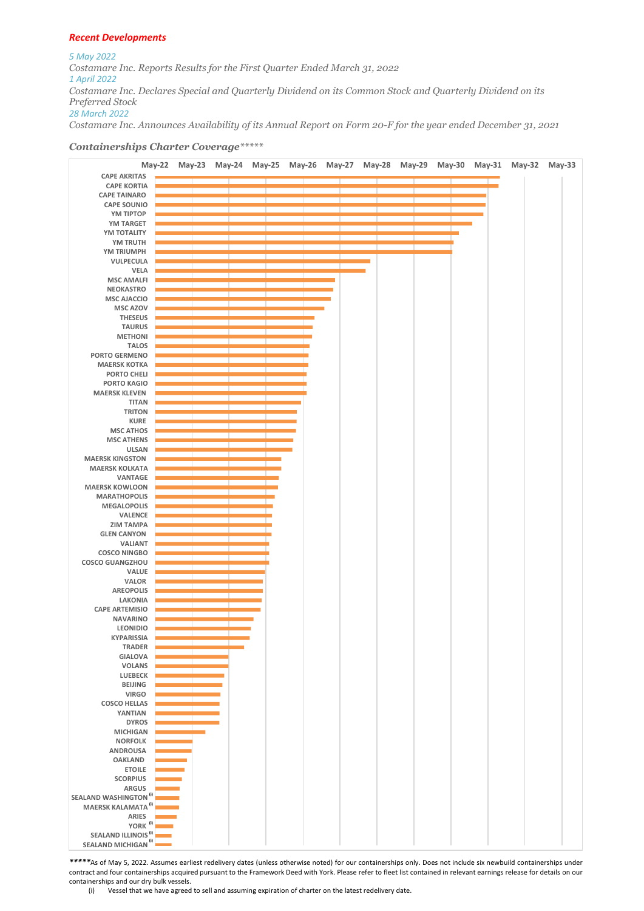***Recent Developments***

*5 May 2022*
*Costamare Inc. Reports Results for the First Quarter Ended March 31, 2022*
*1 April 2022*
*Costamare Inc. Declares Special and Quarterly Dividend on its Common Stock and Quarterly Dividend on its Preferred Stock*
*28 March 2022*
*Costamare Inc. Announces Availability of its Annual Report on Form 20-F for the year ended December 31, 2021*

***Containerships Charter Coverage*******

May-22 May-23 May-24 May-25 May-26 May-27 May-28 May-29 May-30 May-31 May-32 May-33

CAPE AKRITAS
CAPE KORTIA
CAPE TAINARO
CAPE SOUNIO
YM TIPTOP
YM TARGET
YM TOTALITY
YM TRUTH
YM TRIUMPH
VULPECULA
VELA
MSC AMALFI
NEOKASTRO
MSC AJACCIO
MSC AZOV
THESEUS
TAURUS
METHONI
TALOS
PORTO GERMENO
MAERSK KOTKA
PORTO CHELI
PORTO KAGIO
MAERSK KLEVEN
TITAN
TRITON
KURE
MSC ATHOS
MSC ATHENS
ULSAN
MAERSK KINGSTON
MAERSK KOLKATA
VANTAGE
MAERSK KOWLOON
MARATHOPOLIS
MEGALOPOLIS
VALENCE
ZIM TAMPA
GLEN CANYON
VALIANT
COSCO NINGBO
COSCO GUANGZHOU
VALUE
VALOR
AREOPOLIS
LAKONIA
CAPE ARTEMISIO
NAVARINO
LEONIDIO
KYPARISSIA
TRADER
GIALOVA
VOLANS
LUEBECK
BEIJING
VIRGO
COSCO HELLAS
YANTIAN
DYROS
MICHIGAN
NORFOLK
ANDROUSA
OAKLAND
ETOILE
SCORPIUS
ARGUS
SEALAND WASHINGTON (i)
MAERSK KALAMATA (i)
ARIES
YORK (i)
SEALAND ILLINOIS (i)
SEALAND MICHIGAN (i)

*****As of May 5, 2022. Assumes earliest redelivery dates (unless otherwise noted) for our containerships only. Does not include six newbuild containerships under contract and four containerships acquired pursuant to the Framework Deed with York. Please refer to fleet list contained in relevant earnings release for details on our containerships and our dry bulk vessels.

(i) Vessel that we have agreed to sell and assuming expiration of charter on the latest redelivery date.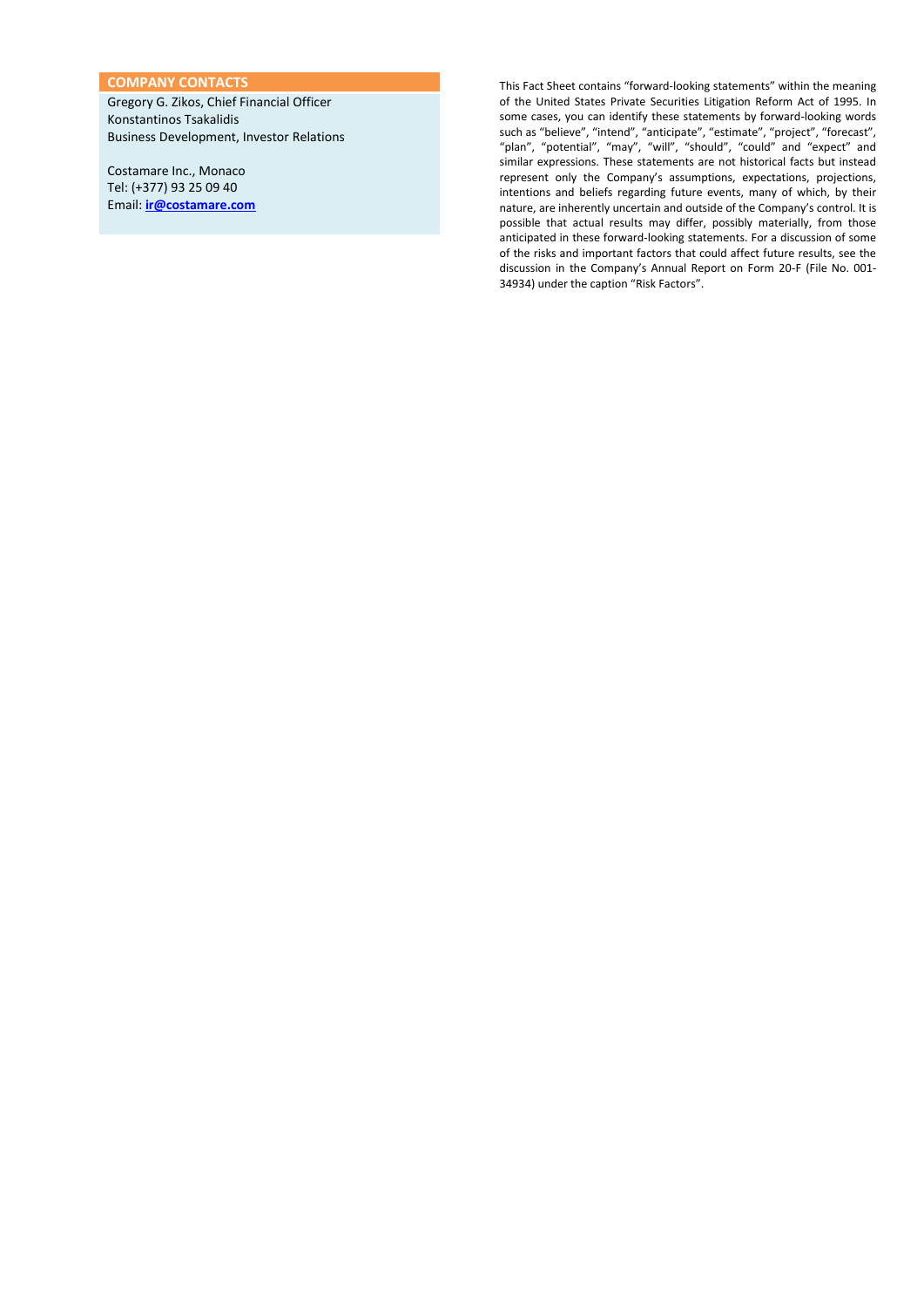## COMPANY CONTACTS

Gregory G. Zikos, Chief Financial Officer
Konstantinos Tsakalidis
Business Development, Investor Relations

Costamare Inc., Monaco
Tel: (+377) 93 25 09 40
Email: **ir@costamare.com**

This Fact Sheet contains "forward-looking statements" within the meaning of the United States Private Securities Litigation Reform Act of 1995. In some cases, you can identify these statements by forward-looking words such as "believe", "intend", "anticipate", "estimate", "project", "forecast", "plan", "potential", "may", "will", "should", "could" and "expect" and similar expressions. These statements are not historical facts but instead represent only the Company's assumptions, expectations, projections, intentions and beliefs regarding future events, many of which, by their nature, are inherently uncertain and outside of the Company's control. It is possible that actual results may differ, possibly materially, from those anticipated in these forward-looking statements. For a discussion of some of the risks and important factors that could affect future results, see the discussion in the Company's Annual Report on Form 20-F (File No. 001-34934) under the caption "Risk Factors".